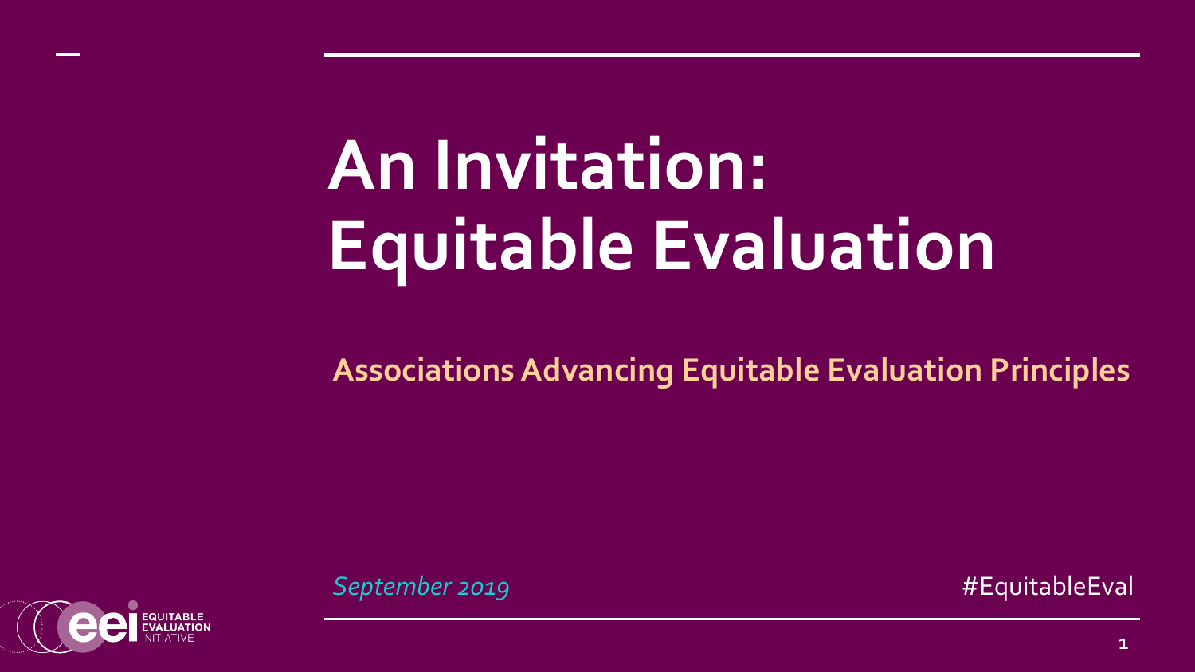# An Invitation: Equitable Evaluation

## Associations Advancing Equitable Evaluation Principles

*September 2019*

#EquitableEval

EQUITABLE EVALUATION INITIATIVE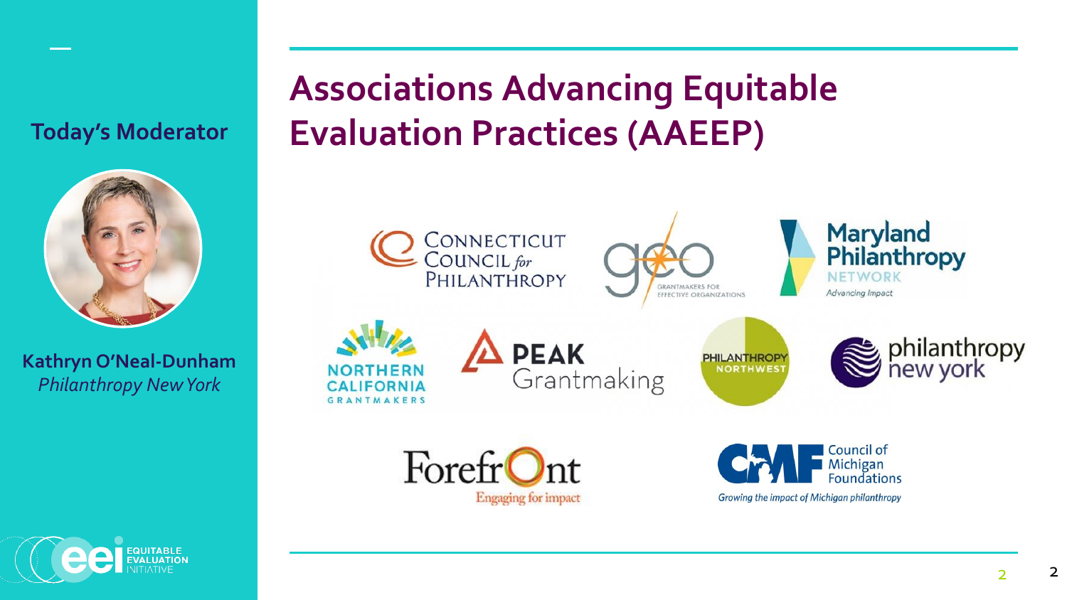## Today's Moderator

**Kathryn O'Neal-Dunham**
*Philanthropy New York*

# Associations Advancing Equitable Evaluation Practices (AAEEP)

- Connecticut Council for Philanthropy
- GEO – Grantmakers for Effective Organizations
- Maryland Philanthropy Network – Advancing Impact
- Northern California Grantmakers
- PEAK Grantmaking
- Philanthropy Northwest
- philanthropy new york
- Forefront – Engaging for impact
- CMF Council of Michigan Foundations – Growing the impact of Michigan philanthropy

EQUITABLE EVALUATION INITIATIVE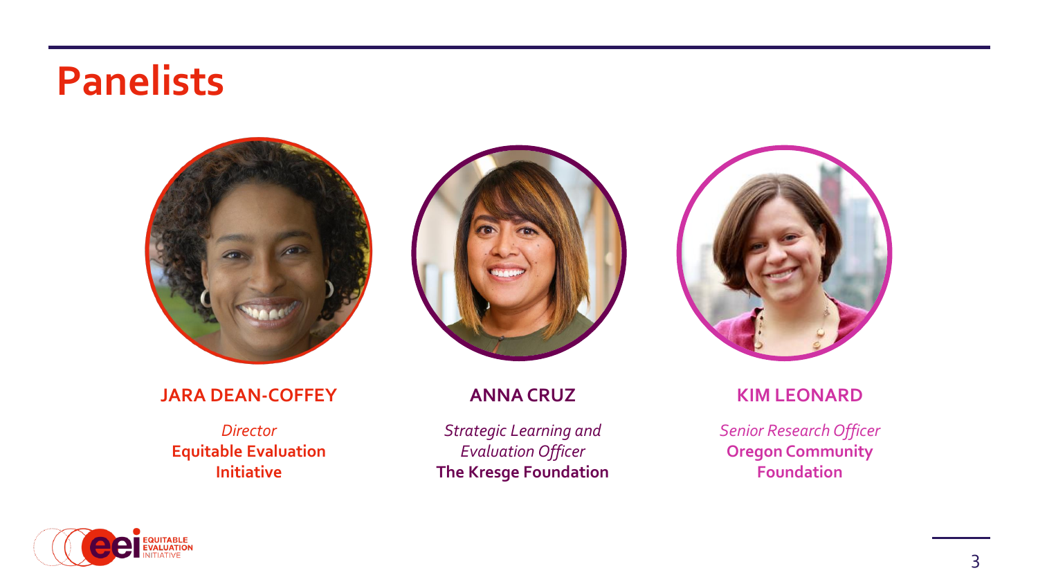# Panelists

**JARA DEAN-COFFEY**

*Director*
**Equitable Evaluation Initiative**

**ANNA CRUZ**

*Strategic Learning and Evaluation Officer*
**The Kresge Foundation**

**KIM LEONARD**

*Senior Research Officer*
**Oregon Community Foundation**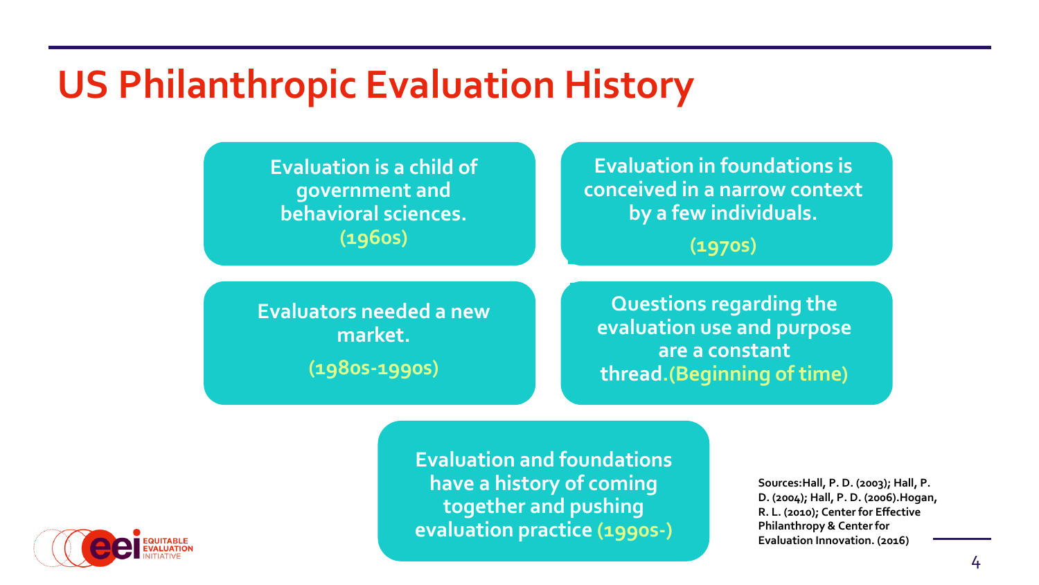# US Philanthropic Evaluation History

- Evaluation is a child of government and behavioral sciences. **(1960s)**
- Evaluation in foundations is conceived in a narrow context by a few individuals. **(1970s)**
- Evaluators needed a new market. **(1980s-1990s)**
- Questions regarding the evaluation use and purpose are a constant thread. **(Beginning of time)**
- Evaluation and foundations have a history of coming together and pushing evaluation practice **(1990s-)**

Sources: Hall, P. D. (2003); Hall, P. D. (2004); Hall, P. D. (2006). Hogan, R. L. (2010); Center for Effective Philanthropy & Center for Evaluation Innovation. (2016)

EQUITABLE EVALUATION INITIATIVE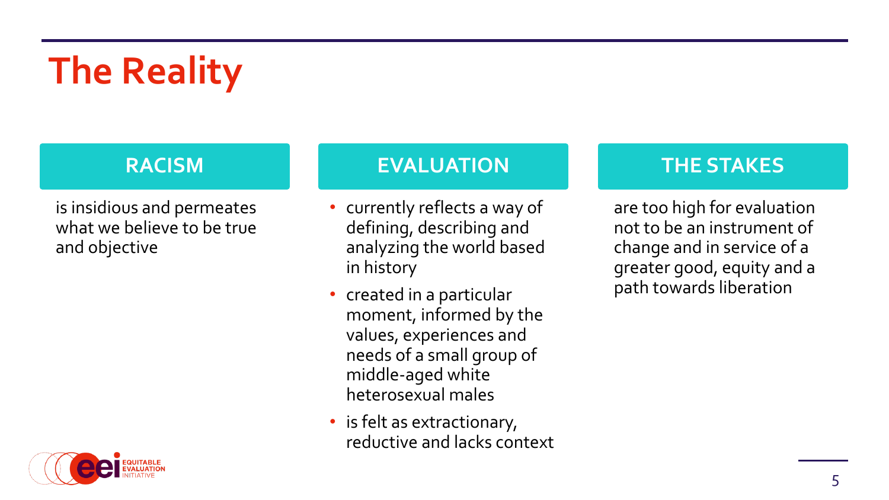# The Reality

## RACISM

is insidious and permeates what we believe to be true and objective

## EVALUATION

- currently reflects a way of defining, describing and analyzing the world based in history
- created in a particular moment, informed by the values, experiences and needs of a small group of middle-aged white heterosexual males
- is felt as extractionary, reductive and lacks context

## THE STAKES

are too high for evaluation not to be an instrument of change and in service of a greater good, equity and a path towards liberation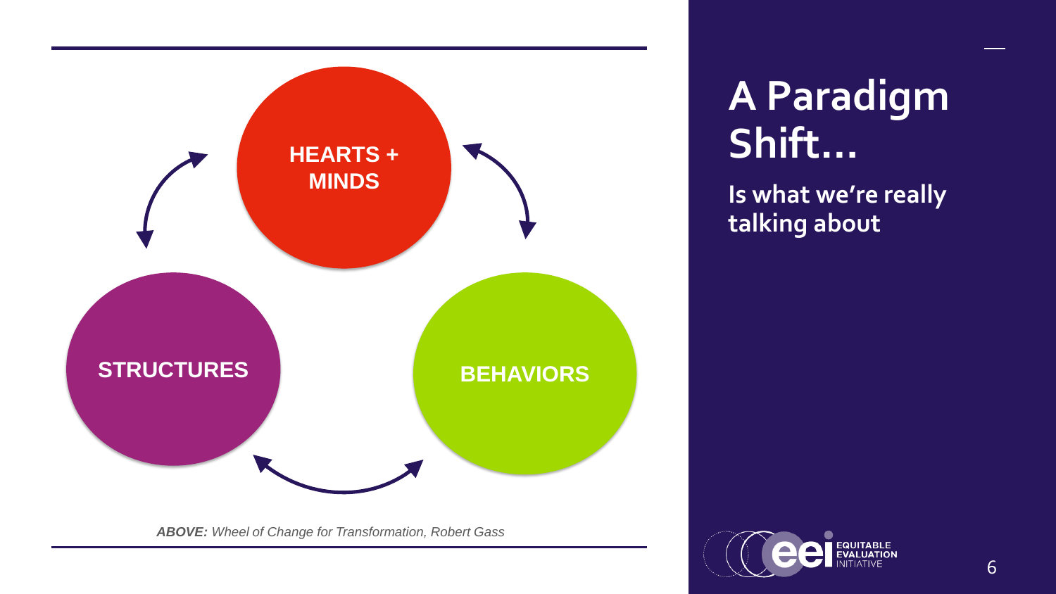# A Paradigm Shift…

**Is what we're really talking about**

HEARTS + MINDS

STRUCTURES

BEHAVIORS

***ABOVE:*** *Wheel of Change for Transformation, Robert Gass*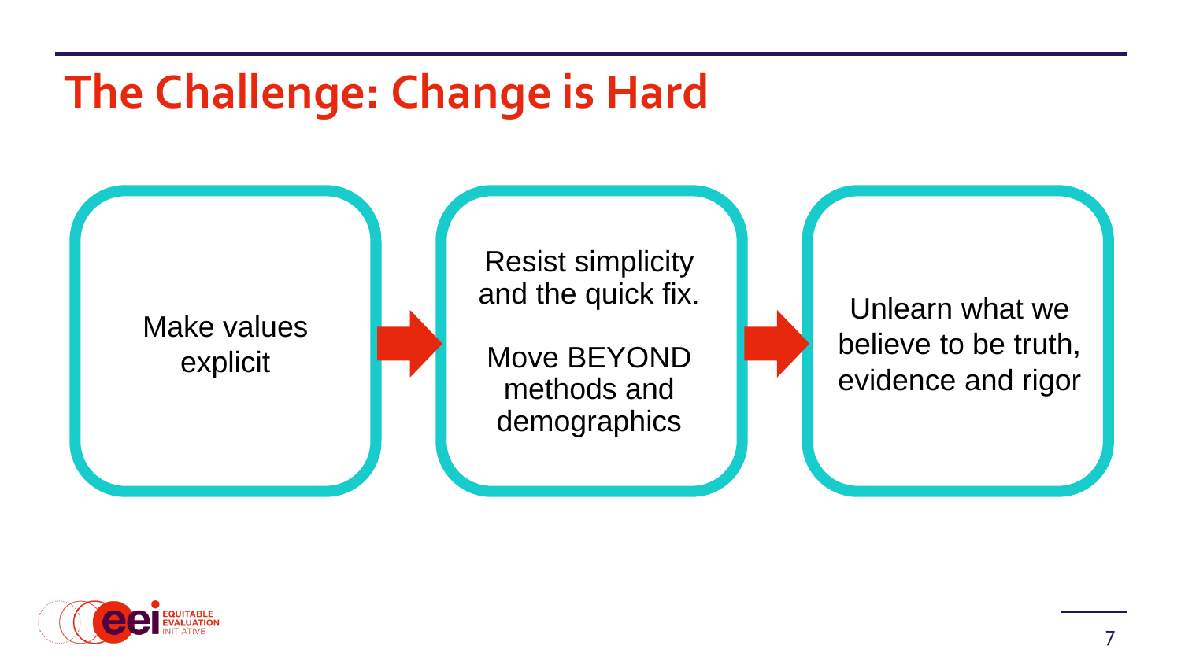# The Challenge: Change is Hard

Make values explicit

→

Resist simplicity and the quick fix.

Move BEYOND methods and demographics

→

Unlearn what we believe to be truth, evidence and rigor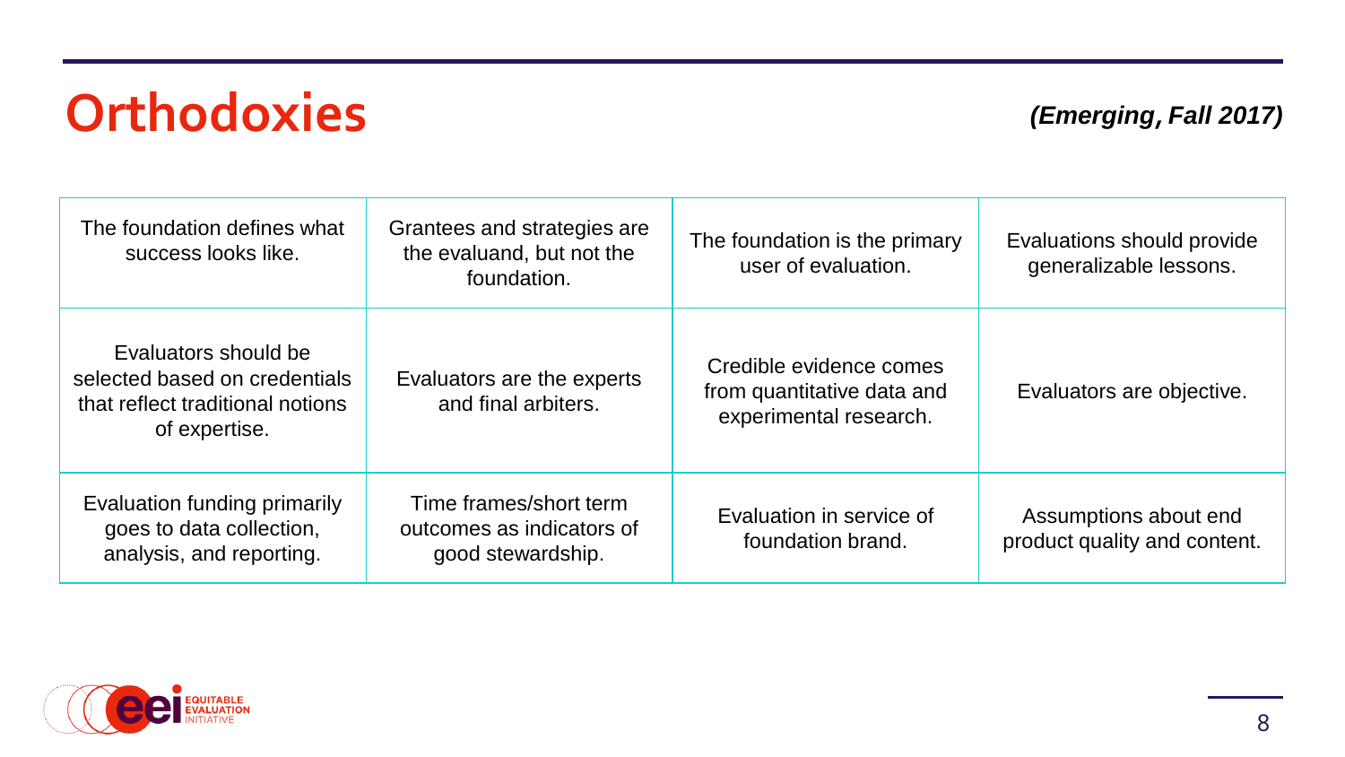# Orthodoxies

***(Emerging, Fall 2017)***

| | | | |
|---|---|---|---|
| The foundation defines what success looks like. | Grantees and strategies are the evaluand, but not the foundation. | The foundation is the primary user of evaluation. | Evaluations should provide generalizable lessons. |
| Evaluators should be selected based on credentials that reflect traditional notions of expertise. | Evaluators are the experts and final arbiters. | Credible evidence comes from quantitative data and experimental research. | Evaluators are objective. |
| Evaluation funding primarily goes to data collection, analysis, and reporting. | Time frames/short term outcomes as indicators of good stewardship. | Evaluation in service of foundation brand. | Assumptions about end product quality and content. |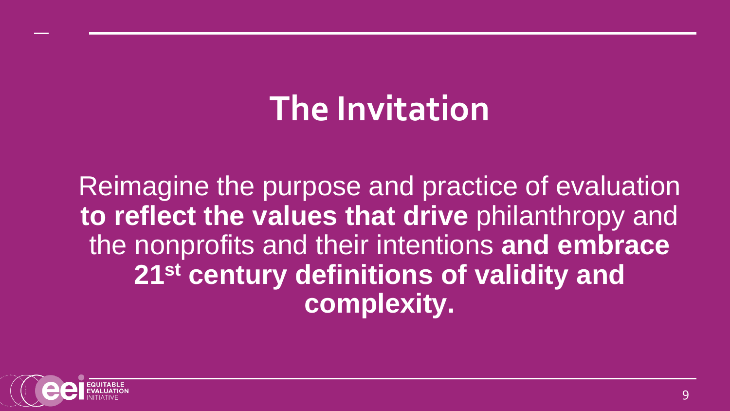# The Invitation

Reimagine the purpose and practice of evaluation **to reflect the values that drive** philanthropy and the nonprofits and their intentions **and embrace 21st century definitions of validity and complexity.**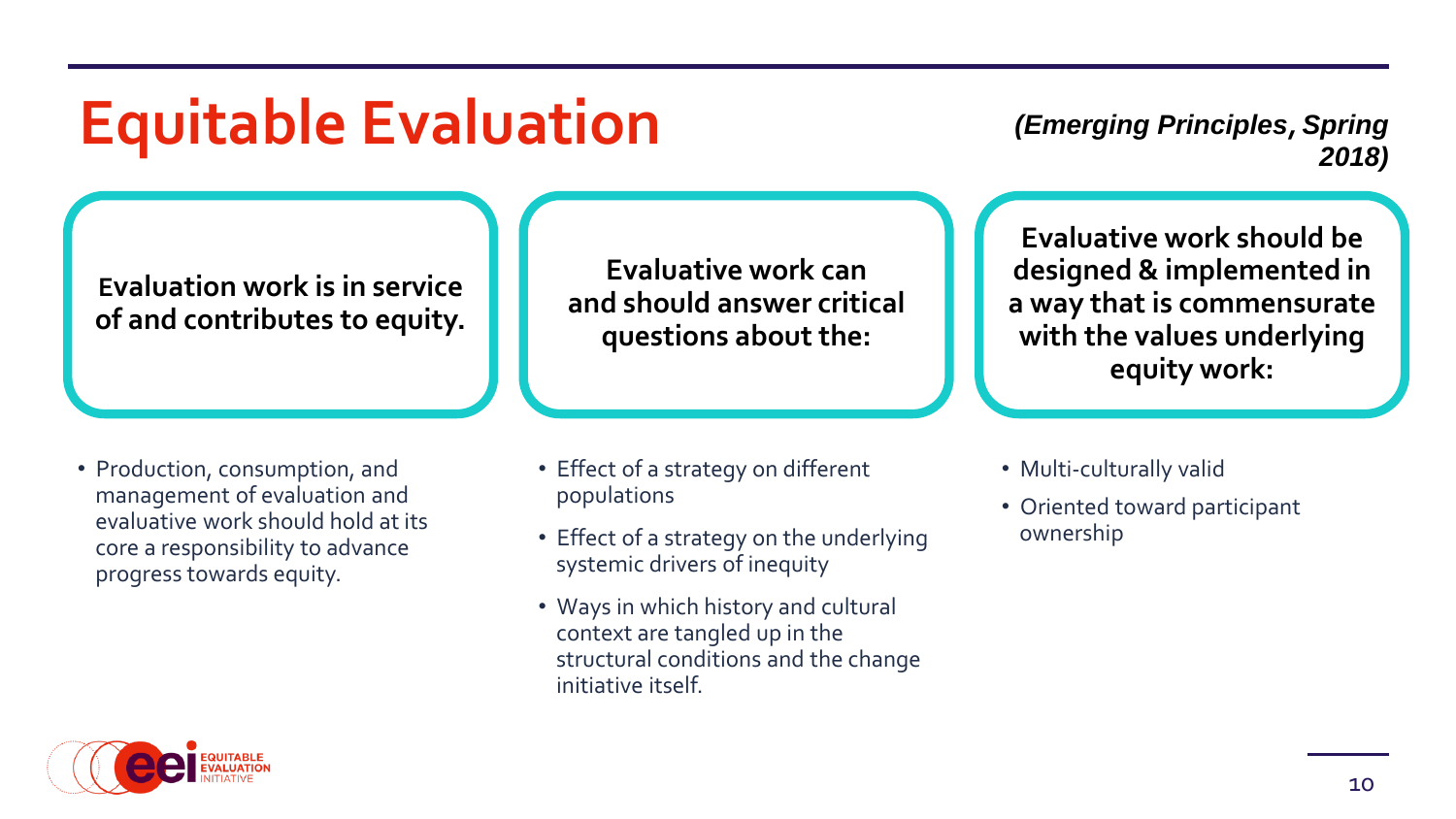# Equitable Evaluation

***(Emerging Principles, Spring 2018)***

**Evaluation work is in service of and contributes to equity.**

- Production, consumption, and management of evaluation and evaluative work should hold at its core a responsibility to advance progress towards equity.

**Evaluative work can and should answer critical questions about the:**

- Effect of a strategy on different populations
- Effect of a strategy on the underlying systemic drivers of inequity
- Ways in which history and cultural context are tangled up in the structural conditions and the change initiative itself.

**Evaluative work should be designed & implemented in a way that is commensurate with the values underlying equity work:**

- Multi-culturally valid
- Oriented toward participant ownership

EQUITABLE EVALUATION INITIATIVE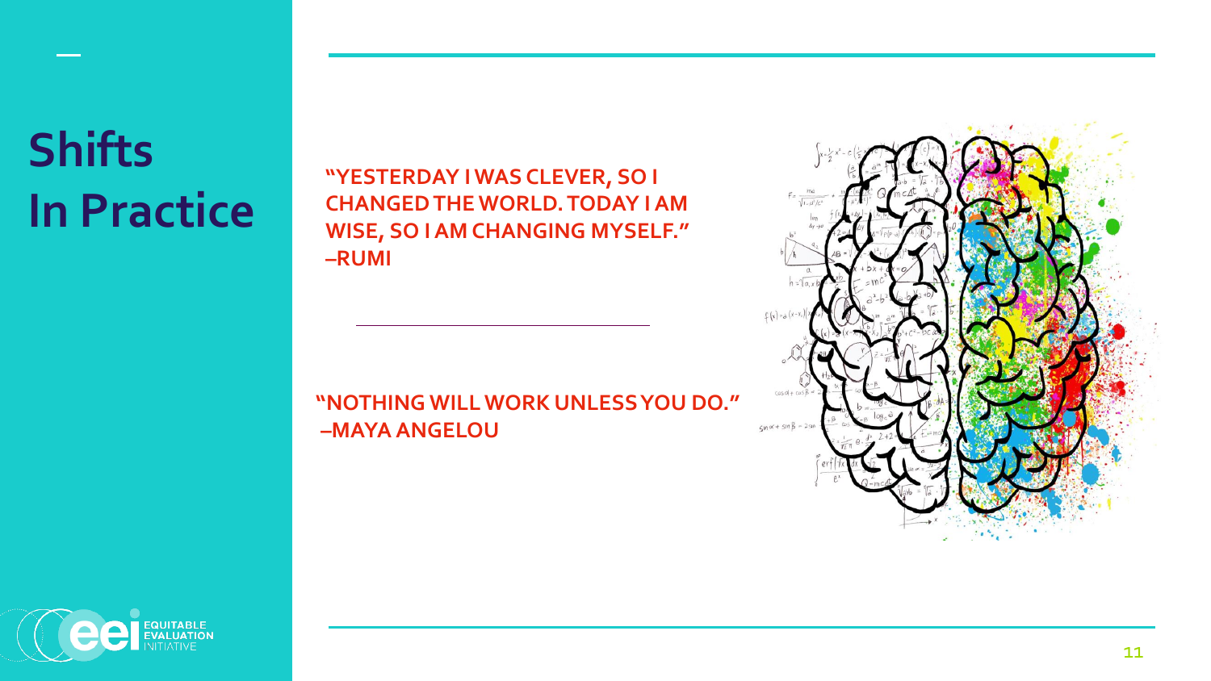# Shifts In Practice

**"YESTERDAY I WAS CLEVER, SO I CHANGED THE WORLD. TODAY I AM WISE, SO I AM CHANGING MYSELF." –RUMI**

---

**"NOTHING WILL WORK UNLESS YOU DO." –MAYA ANGELOU**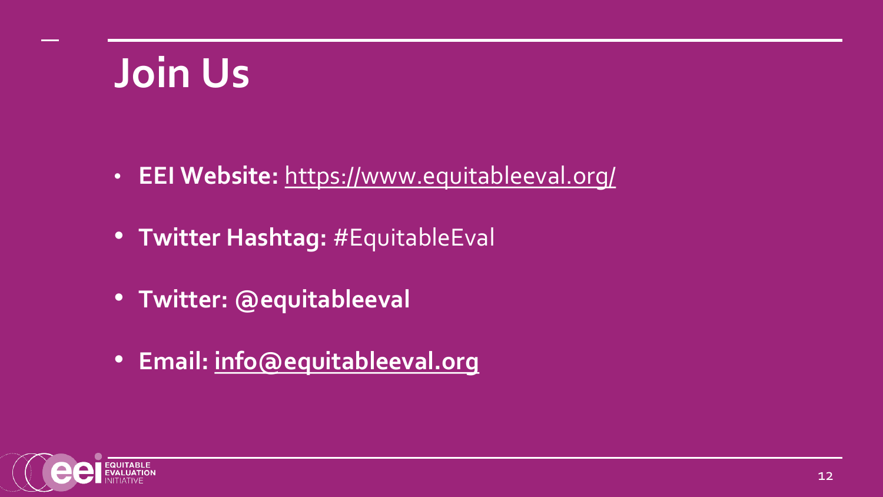# Join Us

- **EEI Website:** https://www.equitableeval.org/
- **Twitter Hashtag:** #EquitableEval
- **Twitter: @equitableeval**
- **Email: info@equitableeval.org**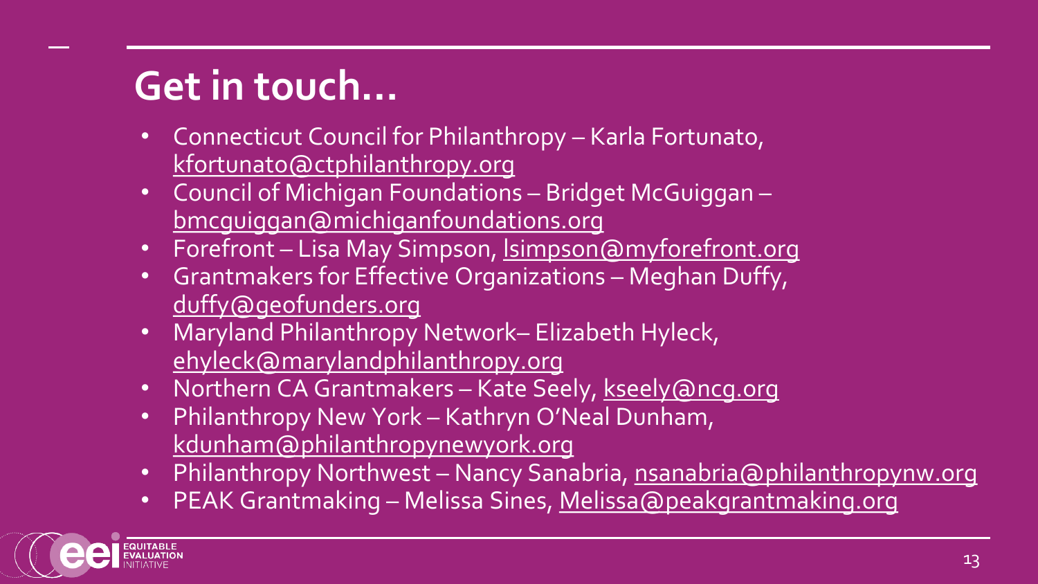# Get in touch…

- Connecticut Council for Philanthropy – Karla Fortunato, kfortunato@ctphilanthropy.org
- Council of Michigan Foundations – Bridget McGuiggan – bmcguiggan@michiganfoundations.org
- Forefront – Lisa May Simpson, lsimpson@myforefront.org
- Grantmakers for Effective Organizations – Meghan Duffy, duffy@geofunders.org
- Maryland Philanthropy Network– Elizabeth Hyleck, ehyleck@marylandphilanthropy.org
- Northern CA Grantmakers – Kate Seely, kseely@ncg.org
- Philanthropy New York – Kathryn O'Neal Dunham, kdunham@philanthropynewyork.org
- Philanthropy Northwest – Nancy Sanabria, nsanabria@philanthropynw.org
- PEAK Grantmaking – Melissa Sines, Melissa@peakgrantmaking.org

EQUITABLE EVALUATION INITIATIVE